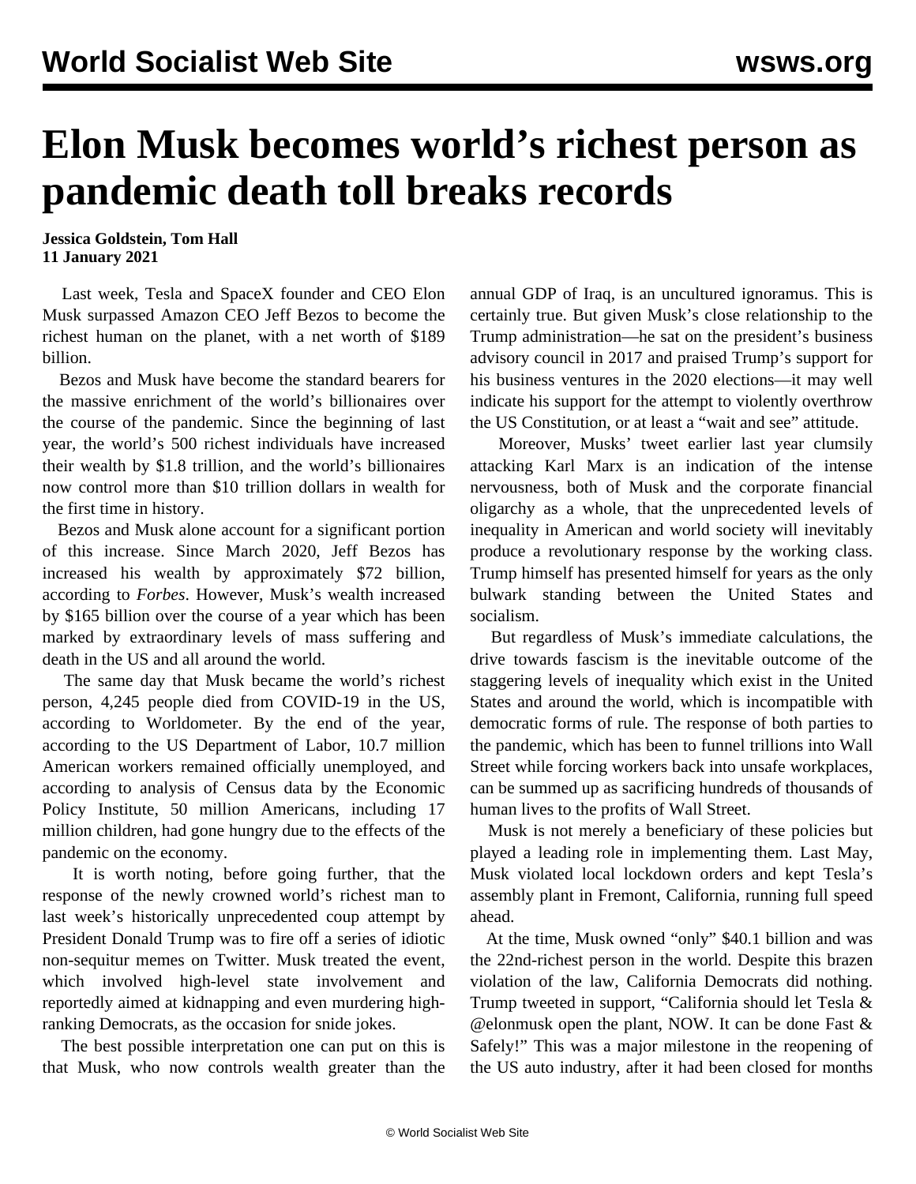# Elon Musk becomes world's richest person as pandemic death toll breaks records

**Jessica Goldstein, Tom Hall**
**11 January 2021**

Last week, Tesla and SpaceX founder and CEO Elon Musk surpassed Amazon CEO Jeff Bezos to become the richest human on the planet, with a net worth of $189 billion.

Bezos and Musk have become the standard bearers for the massive enrichment of the world's billionaires over the course of the pandemic. Since the beginning of last year, the world's 500 richest individuals have increased their wealth by $1.8 trillion, and the world's billionaires now control more than $10 trillion dollars in wealth for the first time in history.

Bezos and Musk alone account for a significant portion of this increase. Since March 2020, Jeff Bezos has increased his wealth by approximately $72 billion, according to *Forbes*. However, Musk's wealth increased by $165 billion over the course of a year which has been marked by extraordinary levels of mass suffering and death in the US and all around the world.

The same day that Musk became the world's richest person, 4,245 people died from COVID-19 in the US, according to Worldometer. By the end of the year, according to the US Department of Labor, 10.7 million American workers remained officially unemployed, and according to analysis of Census data by the Economic Policy Institute, 50 million Americans, including 17 million children, had gone hungry due to the effects of the pandemic on the economy.

It is worth noting, before going further, that the response of the newly crowned world's richest man to last week's historically unprecedented coup attempt by President Donald Trump was to fire off a series of idiotic non-sequitur memes on Twitter. Musk treated the event, which involved high-level state involvement and reportedly aimed at kidnapping and even murdering high-ranking Democrats, as the occasion for snide jokes.

The best possible interpretation one can put on this is that Musk, who now controls wealth greater than the annual GDP of Iraq, is an uncultured ignoramus. This is certainly true. But given Musk's close relationship to the Trump administration—he sat on the president's business advisory council in 2017 and praised Trump's support for his business ventures in the 2020 elections—it may well indicate his support for the attempt to violently overthrow the US Constitution, or at least a "wait and see" attitude.

Moreover, Musks' tweet earlier last year clumsily attacking Karl Marx is an indication of the intense nervousness, both of Musk and the corporate financial oligarchy as a whole, that the unprecedented levels of inequality in American and world society will inevitably produce a revolutionary response by the working class. Trump himself has presented himself for years as the only bulwark standing between the United States and socialism.

But regardless of Musk's immediate calculations, the drive towards fascism is the inevitable outcome of the staggering levels of inequality which exist in the United States and around the world, which is incompatible with democratic forms of rule. The response of both parties to the pandemic, which has been to funnel trillions into Wall Street while forcing workers back into unsafe workplaces, can be summed up as sacrificing hundreds of thousands of human lives to the profits of Wall Street.

Musk is not merely a beneficiary of these policies but played a leading role in implementing them. Last May, Musk violated local lockdown orders and kept Tesla's assembly plant in Fremont, California, running full speed ahead.

At the time, Musk owned "only" $40.1 billion and was the 22nd-richest person in the world. Despite this brazen violation of the law, California Democrats did nothing. Trump tweeted in support, "California should let Tesla & @elonmusk open the plant, NOW. It can be done Fast & Safely!" This was a major milestone in the reopening of the US auto industry, after it had been closed for months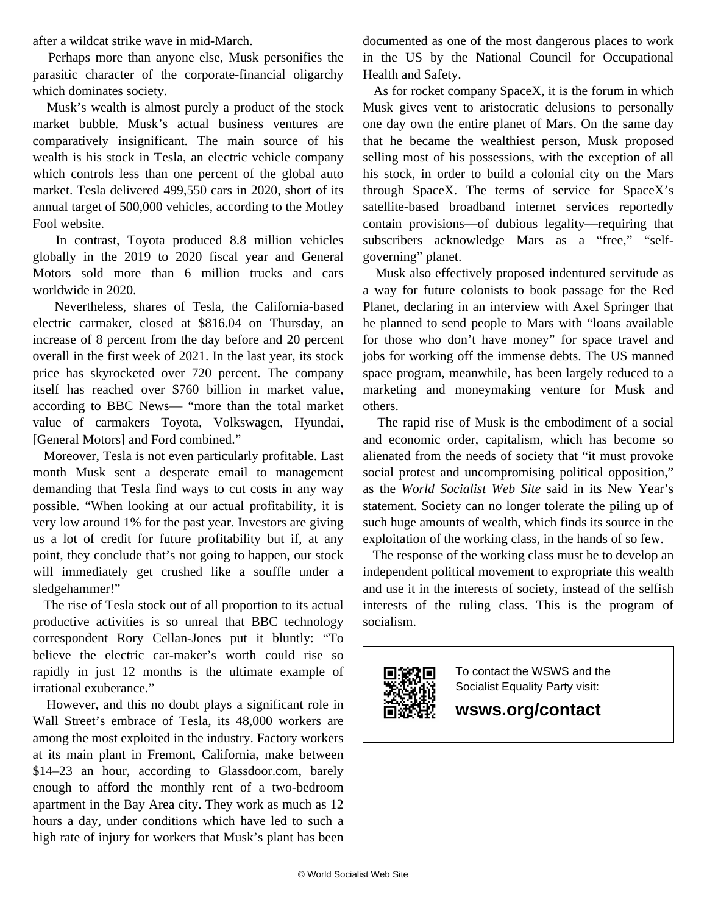after a wildcat strike wave in mid-March.

Perhaps more than anyone else, Musk personifies the parasitic character of the corporate-financial oligarchy which dominates society.

Musk's wealth is almost purely a product of the stock market bubble. Musk's actual business ventures are comparatively insignificant. The main source of his wealth is his stock in Tesla, an electric vehicle company which controls less than one percent of the global auto market. Tesla delivered 499,550 cars in 2020, short of its annual target of 500,000 vehicles, according to the Motley Fool website.

In contrast, Toyota produced 8.8 million vehicles globally in the 2019 to 2020 fiscal year and General Motors sold more than 6 million trucks and cars worldwide in 2020.

Nevertheless, shares of Tesla, the California-based electric carmaker, closed at $816.04 on Thursday, an increase of 8 percent from the day before and 20 percent overall in the first week of 2021. In the last year, its stock price has skyrocketed over 720 percent. The company itself has reached over $760 billion in market value, according to BBC News— "more than the total market value of carmakers Toyota, Volkswagen, Hyundai, [General Motors] and Ford combined."

Moreover, Tesla is not even particularly profitable. Last month Musk sent a desperate email to management demanding that Tesla find ways to cut costs in any way possible. "When looking at our actual profitability, it is very low around 1% for the past year. Investors are giving us a lot of credit for future profitability but if, at any point, they conclude that's not going to happen, our stock will immediately get crushed like a souffle under a sledgehammer!"

The rise of Tesla stock out of all proportion to its actual productive activities is so unreal that BBC technology correspondent Rory Cellan-Jones put it bluntly: "To believe the electric car-maker's worth could rise so rapidly in just 12 months is the ultimate example of irrational exuberance."

However, and this no doubt plays a significant role in Wall Street's embrace of Tesla, its 48,000 workers are among the most exploited in the industry. Factory workers at its main plant in Fremont, California, make between $14–23 an hour, according to Glassdoor.com, barely enough to afford the monthly rent of a two-bedroom apartment in the Bay Area city. They work as much as 12 hours a day, under conditions which have led to such a high rate of injury for workers that Musk's plant has been documented as one of the most dangerous places to work in the US by the National Council for Occupational Health and Safety.

As for rocket company SpaceX, it is the forum in which Musk gives vent to aristocratic delusions to personally one day own the entire planet of Mars. On the same day that he became the wealthiest person, Musk proposed selling most of his possessions, with the exception of all his stock, in order to build a colonial city on the Mars through SpaceX. The terms of service for SpaceX's satellite-based broadband internet services reportedly contain provisions—of dubious legality—requiring that subscribers acknowledge Mars as a "free," "self-governing" planet.

Musk also effectively proposed indentured servitude as a way for future colonists to book passage for the Red Planet, declaring in an interview with Axel Springer that he planned to send people to Mars with "loans available for those who don't have money" for space travel and jobs for working off the immense debts. The US manned space program, meanwhile, has been largely reduced to a marketing and moneymaking venture for Musk and others.

The rapid rise of Musk is the embodiment of a social and economic order, capitalism, which has become so alienated from the needs of society that "it must provoke social protest and uncompromising political opposition," as the *World Socialist Web Site* said in its New Year's statement. Society can no longer tolerate the piling up of such huge amounts of wealth, which finds its source in the exploitation of the working class, in the hands of so few.

The response of the working class must be to develop an independent political movement to expropriate this wealth and use it in the interests of society, instead of the selfish interests of the ruling class. This is the program of socialism.

To contact the WSWS and the Socialist Equality Party visit:

**wsws.org/contact**